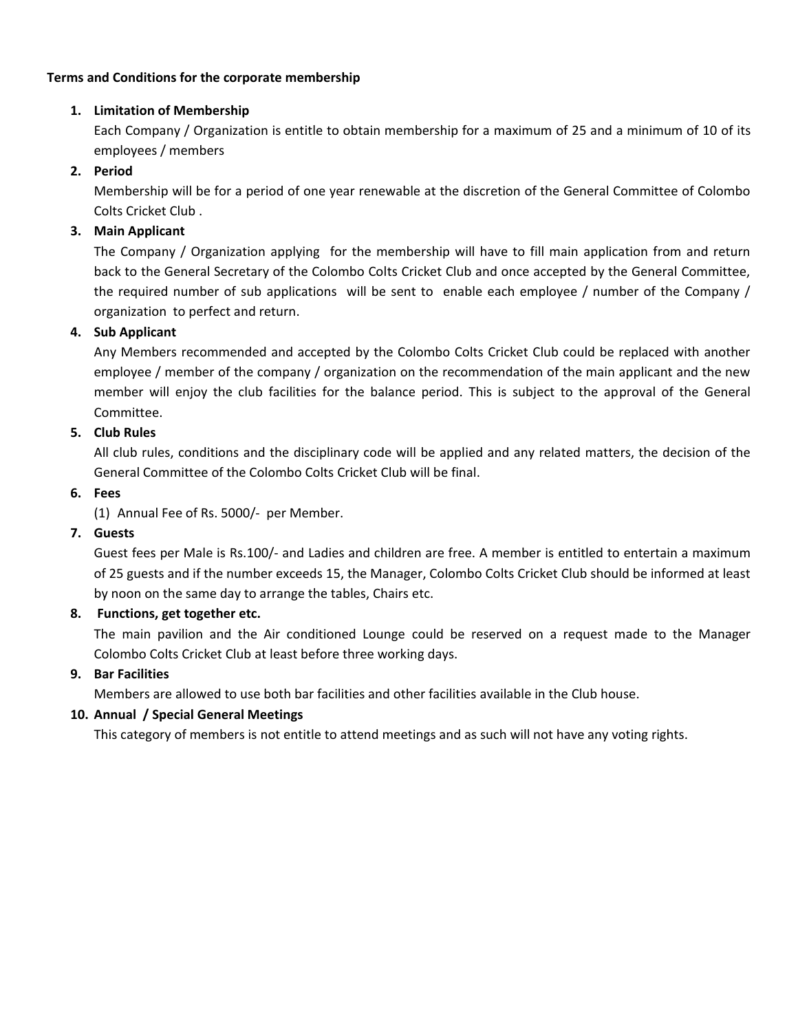**Terms and Conditions for the corporate membership**

1. **Limitation of Membership**

   Each Company / Organization is entitle to obtain membership for a maximum of 25 and a minimum of 10 of its employees / members

2. **Period**

   Membership will be for a period of one year renewable at the discretion of the General Committee of Colombo Colts Cricket Club .

3. **Main Applicant**

   The Company / Organization applying for the membership will have to fill main application from and return back to the General Secretary of the Colombo Colts Cricket Club and once accepted by the General Committee, the required number of sub applications will be sent to enable each employee / number of the Company / organization to perfect and return.

4. **Sub Applicant**

   Any Members recommended and accepted by the Colombo Colts Cricket Club could be replaced with another employee / member of the company / organization on the recommendation of the main applicant and the new member will enjoy the club facilities for the balance period. This is subject to the approval of the General Committee.

5. **Club Rules**

   All club rules, conditions and the disciplinary code will be applied and any related matters, the decision of the General Committee of the Colombo Colts Cricket Club will be final.

6. **Fees**

   (1) Annual Fee of Rs. 5000/- per Member.

7. **Guests**

   Guest fees per Male is Rs.100/- and Ladies and children are free. A member is entitled to entertain a maximum of 25 guests and if the number exceeds 15, the Manager, Colombo Colts Cricket Club should be informed at least by noon on the same day to arrange the tables, Chairs etc.

8. **Functions, get together etc.**

   The main pavilion and the Air conditioned Lounge could be reserved on a request made to the Manager Colombo Colts Cricket Club at least before three working days.

9. **Bar Facilities**

   Members are allowed to use both bar facilities and other facilities available in the Club house.

10. **Annual / Special General Meetings**

    This category of members is not entitle to attend meetings and as such will not have any voting rights.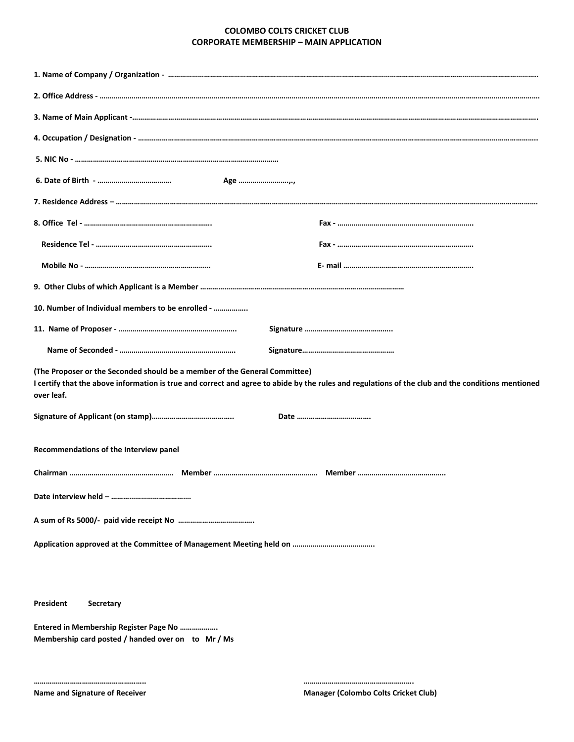# COLOMBO COLTS CRICKET CLUB
## CORPORATE MEMBERSHIP – MAIN APPLICATION

**1. Name of Company / Organization - ……………………………………………………………………………………………………………………………………………………………………….**

**2. Office Address - ………………………………………………………………………………………………………………………………………………………………………………………………**

**3. Name of Main Applicant -……………………………………………………………………………………………………………………………………………………………………….**

**4. Occupation / Designation - ……………………………………………………………………………………………………………………………………………………………………..**

**5. NIC No - …………………………………………………………………………………………**

**6. Date of Birth - ………………………………. Age ……………………,.,**

**7. Residence Address – ……………………………………………………………………………………………………………………………………………………………………………**

**8. Office Tel - ……………………………………………………. Fax - ………………………………………………………….**

**Residence Tel - ………………………………………………. Fax - ………………………………………………………….**

**Mobile No - …………………………………………………… E- mail ……………………………………………………….**

**9. Other Clubs of which Applicant is a Member …………………………………………………………………………………………**

**10. Number of Individual members to be enrolled - …………….**

**11. Name of Proposer - ………………………………………………. Signature ……………………………………..**

**Name of Seconded - ……………………………………………… Signature………………………………………**

**(The Proposer or the Seconded should be a member of the General Committee)**

**I certify that the above information is true and correct and agree to abide by the rules and regulations of the club and the conditions mentioned over leaf.**

**Signature of Applicant (on stamp)………………………………….. Date ……………………………….**

**Recommendations of the Interview panel**

**Chairman ……………………………………………. Member ……………………………………………. Member ……………………………………..**

**Date interview held – …………………………………**

**A sum of Rs 5000/- paid vide receipt No ……………………………….**

**Application approved at the Committee of Management Meeting held on …………………………………..**

**President Secretary**

**Entered in Membership Register Page No ………………**

**Membership card posted / handed over on to Mr / Ms**

**……………………………………………….. ………………………………………………..**

**Name and Signature of Receiver Manager (Colombo Colts Cricket Club)**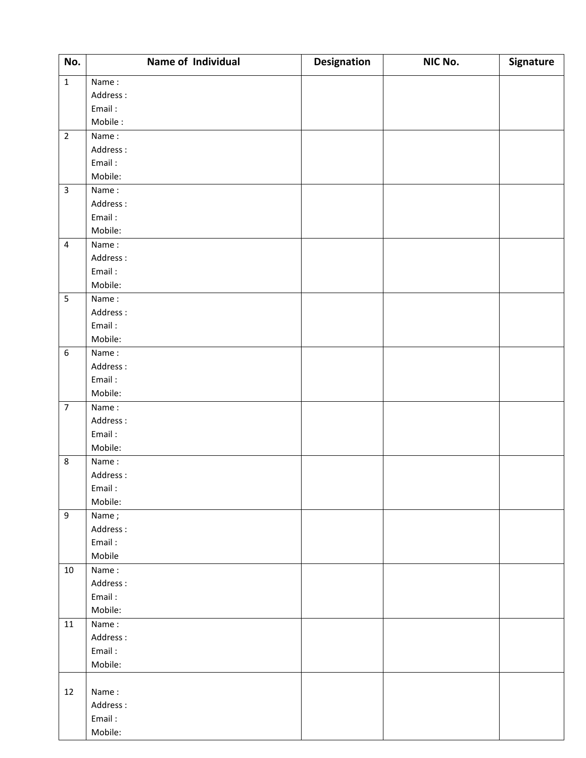| No. | Name of Individual | Designation | NIC No. | Signature |
|---|---|---|---|---|
| 1 | Name :<br>Address :<br>Email :<br>Mobile : | | | |
| 2 | Name :<br>Address :<br>Email :<br>Mobile: | | | |
| 3 | Name :<br>Address :<br>Email :<br>Mobile: | | | |
| 4 | Name :<br>Address :<br>Email :<br>Mobile: | | | |
| 5 | Name :<br>Address :<br>Email :<br>Mobile: | | | |
| 6 | Name :<br>Address :<br>Email :<br>Mobile: | | | |
| 7 | Name :<br>Address :<br>Email :<br>Mobile: | | | |
| 8 | Name :<br>Address :<br>Email :<br>Mobile: | | | |
| 9 | Name ;<br>Address :<br>Email :<br>Mobile | | | |
| 10 | Name :<br>Address :<br>Email :<br>Mobile: | | | |
| 11 | Name :<br>Address :<br>Email :<br>Mobile: | | | |
| 12 | Name :<br>Address :<br>Email :<br>Mobile: | | | |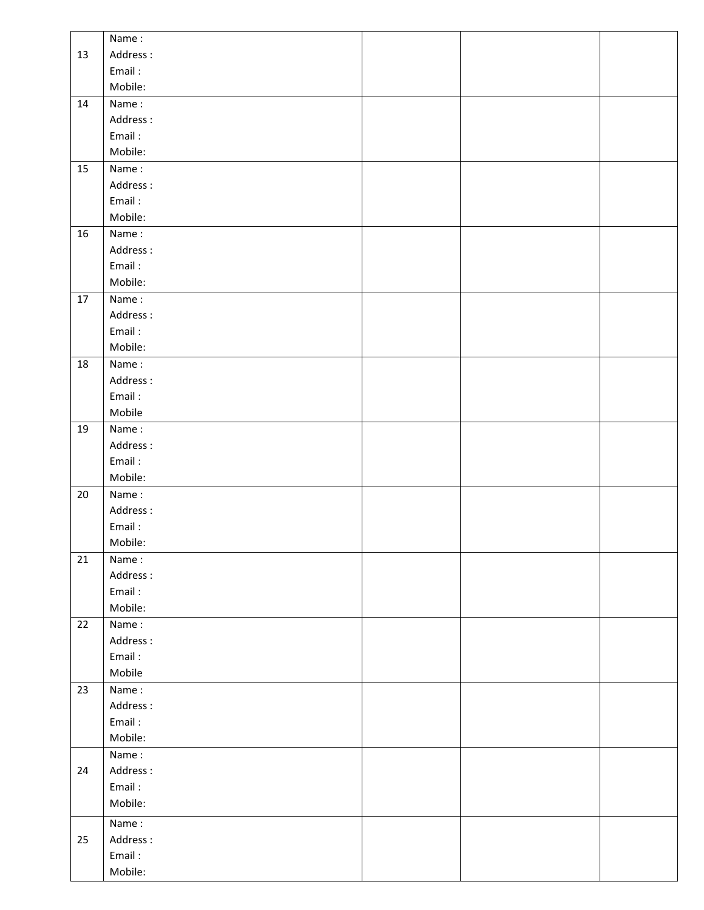| | | | | |
|---|---|---|---|---|
| 13 | Name :<br>Address :<br>Email :<br>Mobile: | | | |
| 14 | Name :<br>Address :<br>Email :<br>Mobile: | | | |
| 15 | Name :<br>Address :<br>Email :<br>Mobile: | | | |
| 16 | Name :<br>Address :<br>Email :<br>Mobile: | | | |
| 17 | Name :<br>Address :<br>Email :<br>Mobile: | | | |
| 18 | Name :<br>Address :<br>Email :<br>Mobile | | | |
| 19 | Name :<br>Address :<br>Email :<br>Mobile: | | | |
| 20 | Name :<br>Address :<br>Email :<br>Mobile: | | | |
| 21 | Name :<br>Address :<br>Email :<br>Mobile: | | | |
| 22 | Name :<br>Address :<br>Email :<br>Mobile | | | |
| 23 | Name :<br>Address :<br>Email :<br>Mobile: | | | |
| 24 | Name :<br>Address :<br>Email :<br>Mobile: | | | |
| 25 | Name :<br>Address :<br>Email :<br>Mobile: | | | |